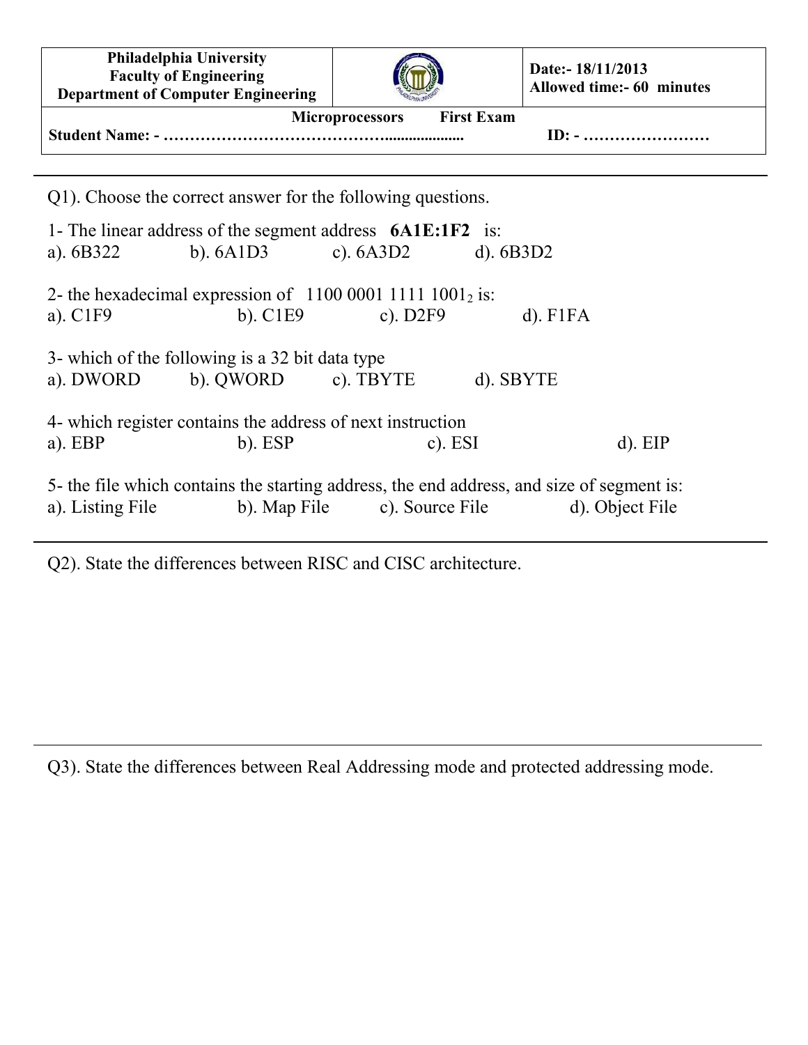**Philadelphia University**
**Faculty of Engineering**
**Department of Computer Engineering**

**Date:- 18/11/2013**
**Allowed time:- 60 minutes**

**Microprocessors First Exam**

**Student Name: - …………………………………..................... ID: - ……………………**

---

Q1). Choose the correct answer for the following questions.

1- The linear address of the segment address **6A1E:1F2** is:
a). 6B322 b). 6A1D3 c). 6A3D2 d). 6B3D2

2- the hexadecimal expression of $1100\ 0001\ 1111\ 1001_2$ is:
a). C1F9 b). C1E9 c). D2F9 d). F1FA

3- which of the following is a 32 bit data type
a). DWORD b). QWORD c). TBYTE d). SBYTE

4- which register contains the address of next instruction
a). EBP b). ESP c). ESI d). EIP

5- the file which contains the starting address, the end address, and size of segment is:
a). Listing File b). Map File c). Source File d). Object File

---

Q2). State the differences between RISC and CISC architecture.

---

Q3). State the differences between Real Addressing mode and protected addressing mode.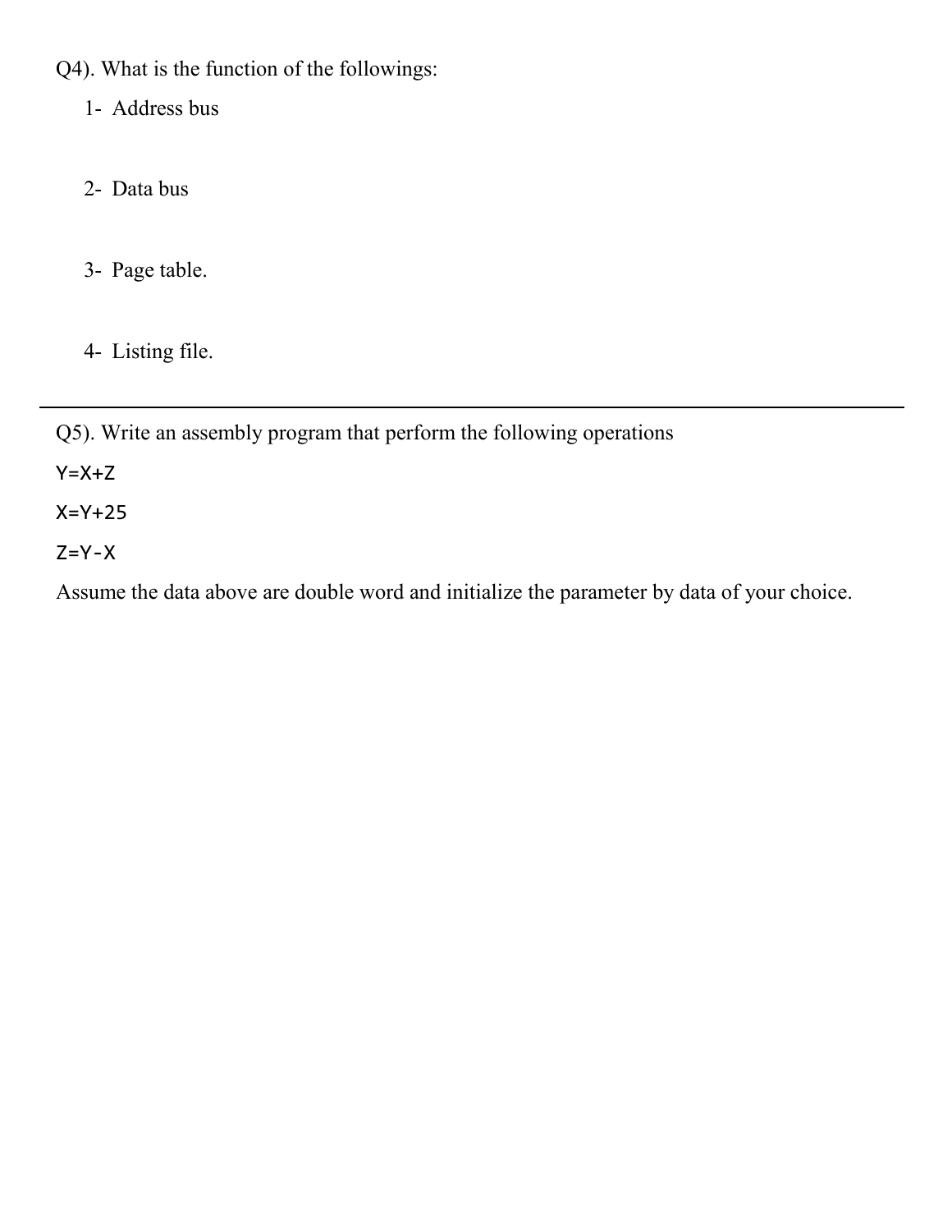Q4). What is the function of the followings:

1- Address bus

2- Data bus

3- Page table.

4- Listing file.

---

Q5). Write an assembly program that perform the following operations

```
Y=X+Z
X=Y+25
Z=Y-X
```

Assume the data above are double word and initialize the parameter by data of your choice.